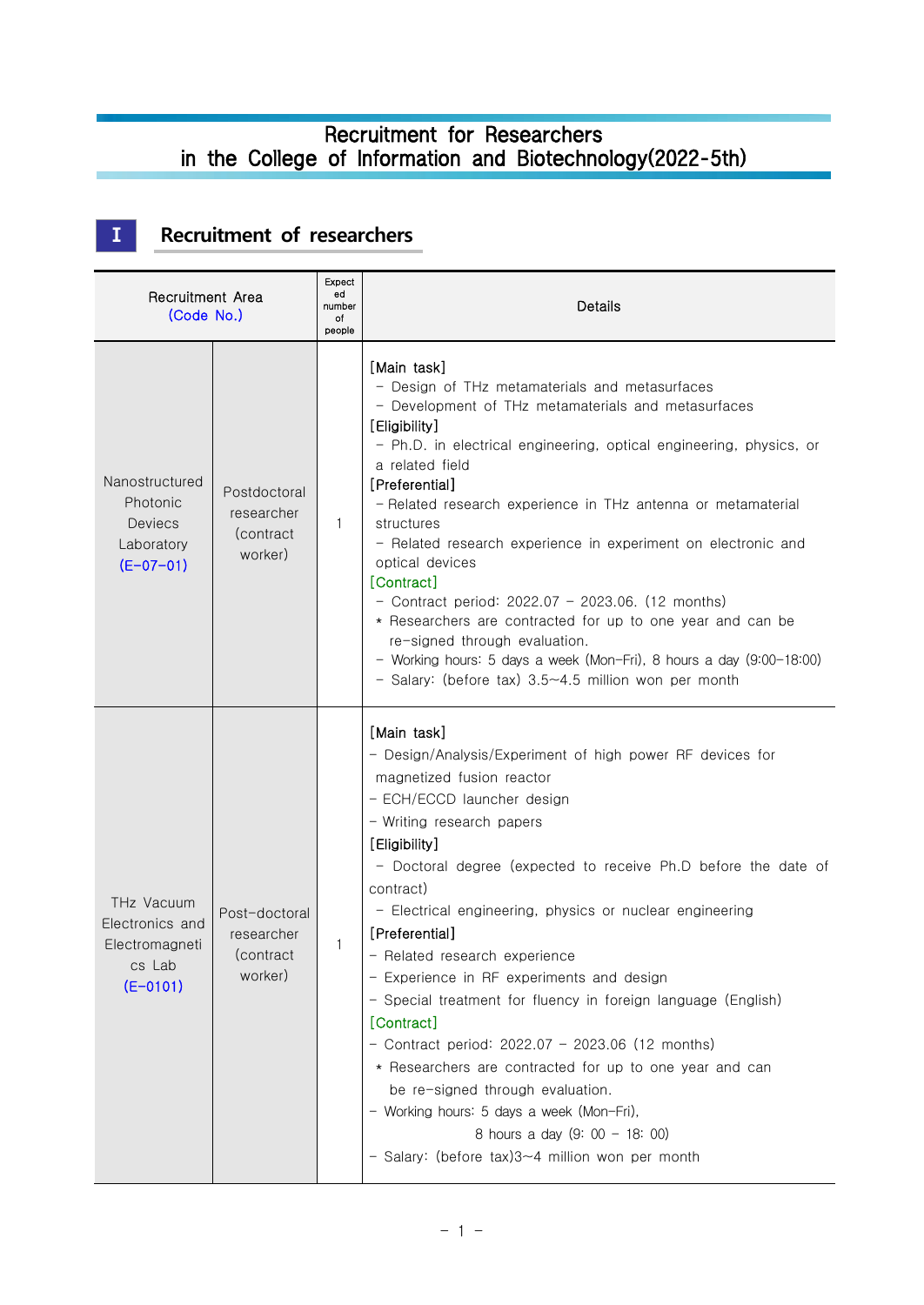# Recruitment for Researchers in the College of Information and Biotechnology(2022-5th)

## I Recruitment of researchers

| Recruitment Area (Code No.) | | Expected number of people | Details |
|---|---|---|---|
| Nanostructured Photonic Devices Laboratory (E-07-01) | Postdoctoral researcher (contract worker) | 1 | [Main task]<br>- Design of THz metamaterials and metasurfaces<br>- Development of THz metamaterials and metasurfaces<br>[Eligibility]<br>- Ph.D. in electrical engineering, optical engineering, physics, or a related field<br>[Preferential]<br>- Related research experience in THz antenna or metamaterial structures<br>- Related research experience in experiment on electronic and optical devices<br>[Contract]<br>- Contract period: 2022.07 - 2023.06. (12 months)<br>* Researchers are contracted for up to one year and can be re-signed through evaluation.<br>- Working hours: 5 days a week (Mon-Fri), 8 hours a day (9:00-18:00)<br>- Salary: (before tax) 3.5~4.5 million won per month |
| THz Vacuum Electronics and Electromagnetics Lab (E-0101) | Post-doctoral researcher (contract worker) | 1 | [Main task]<br>- Design/Analysis/Experiment of high power RF devices for magnetized fusion reactor<br>- ECH/ECCD launcher design<br>- Writing research papers<br>[Eligibility]<br>- Doctoral degree (expected to receive Ph.D before the date of contract)<br>- Electrical engineering, physics or nuclear engineering<br>[Preferential]<br>- Related research experience<br>- Experience in RF experiments and design<br>- Special treatment for fluency in foreign language (English)<br>[Contract]<br>- Contract period: 2022.07 - 2023.06 (12 months)<br>* Researchers are contracted for up to one year and can be re-signed through evaluation.<br>- Working hours: 5 days a week (Mon-Fri), 8 hours a day (9: 00 - 18: 00)<br>- Salary: (before tax)3~4 million won per month |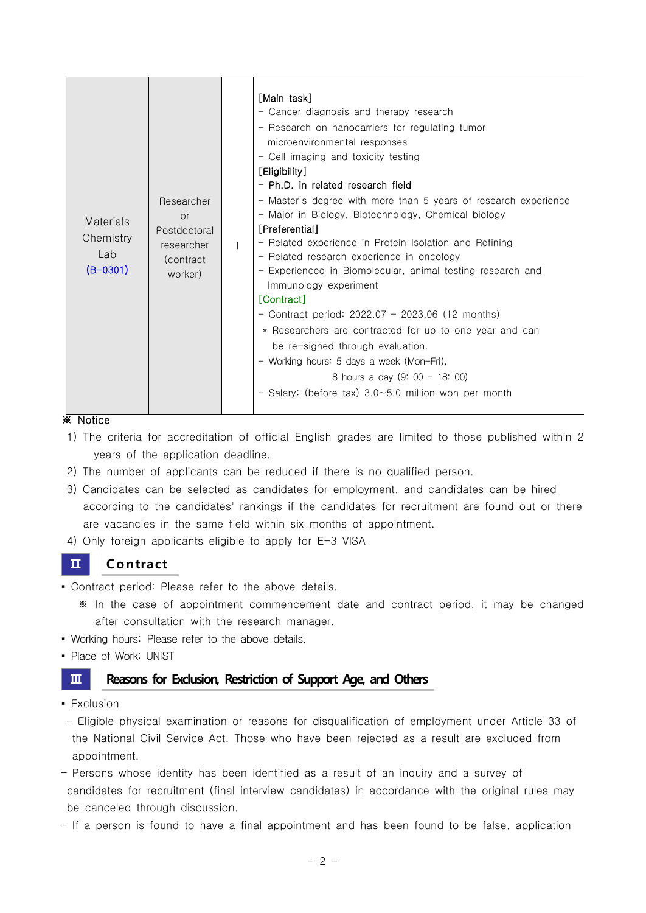| Materials Chemistry Lab (B-0301) | Researcher or Postdoctoral researcher (contract worker) | 1 | [Main task]<br>- Cancer diagnosis and therapy research<br>- Research on nanocarriers for regulating tumor microenvironmental responses<br>- Cell imaging and toxicity testing<br>[Eligibility]<br>- Ph.D. in related research field<br>- Master's degree with more than 5 years of research experience<br>- Major in Biology, Biotechnology, Chemical biology<br>[Preferential]<br>- Related experience in Protein Isolation and Refining<br>- Related research experience in oncology<br>- Experienced in Biomolecular, animal testing research and Immunology experiment<br>[Contract]<br>- Contract period: 2022.07 - 2023.06 (12 months)<br>\* Researchers are contracted for up to one year and can be re-signed through evaluation.<br>- Working hours: 5 days a week (Mon-Fri), 8 hours a day (9: 00 - 18: 00)<br>- Salary: (before tax) 3.0~5.0 million won per month |
|---|---|---|---|

※ Notice

1) The criteria for accreditation of official English grades are limited to those published within 2 years of the application deadline.
2) The number of applicants can be reduced if there is no qualified person.
3) Candidates can be selected as candidates for employment, and candidates can be hired according to the candidates' rankings if the candidates for recruitment are found out or there are vacancies in the same field within six months of appointment.
4) Only foreign applicants eligible to apply for E-3 VISA

## Ⅱ Contract

- Contract period: Please refer to the above details.
  - ※ In the case of appointment commencement date and contract period, it may be changed after consultation with the research manager.
- Working hours: Please refer to the above details.
- Place of Work: UNIST

## Ⅲ Reasons for Exclusion, Restriction of Support Age, and Others

- Exclusion
  - Eligible physical examination or reasons for disqualification of employment under Article 33 of the National Civil Service Act. Those who have been rejected as a result are excluded from appointment.
  - Persons whose identity has been identified as a result of an inquiry and a survey of candidates for recruitment (final interview candidates) in accordance with the original rules may be canceled through discussion.
  - If a person is found to have a final appointment and has been found to be false, application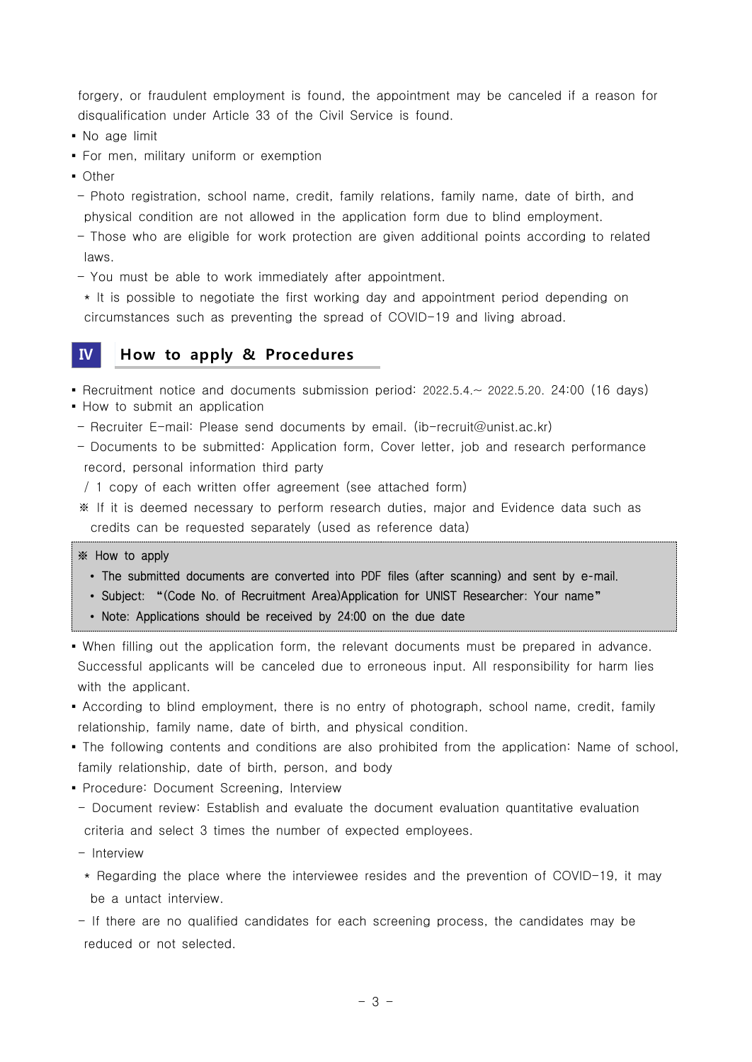forgery, or fraudulent employment is found, the appointment may be canceled if a reason for disqualification under Article 33 of the Civil Service is found.

- No age limit
- For men, military uniform or exemption
- Other
  - Photo registration, school name, credit, family relations, family name, date of birth, and physical condition are not allowed in the application form due to blind employment.
  - Those who are eligible for work protection are given additional points according to related laws.
  - You must be able to work immediately after appointment.
    * It is possible to negotiate the first working day and appointment period depending on circumstances such as preventing the spread of COVID-19 and living abroad.

## Ⅳ How to apply & Procedures

- Recruitment notice and documents submission period: 2022.5.4.~ 2022.5.20. 24:00 (16 days)
- How to submit an application
  - Recruiter E-mail: Please send documents by email. (ib-recruit@unist.ac.kr)
  - Documents to be submitted: Application form, Cover letter, job and research performance record, personal information third party / 1 copy of each written offer agreement (see attached form)
  
  ※ If it is deemed necessary to perform research duties, major and Evidence data such as credits can be requested separately (used as reference data)

> ※ How to apply
> - The submitted documents are converted into PDF files (after scanning) and sent by e-mail.
> - Subject: "(Code No. of Recruitment Area)Application for UNIST Researcher: Your name"
> - Note: Applications should be received by 24:00 on the due date

- When filling out the application form, the relevant documents must be prepared in advance. Successful applicants will be canceled due to erroneous input. All responsibility for harm lies with the applicant.
- According to blind employment, there is no entry of photograph, school name, credit, family relationship, family name, date of birth, and physical condition.
- The following contents and conditions are also prohibited from the application: Name of school, family relationship, date of birth, person, and body
- Procedure: Document Screening, Interview
  - Document review: Establish and evaluate the document evaluation quantitative evaluation criteria and select 3 times the number of expected employees.
  - Interview
    * Regarding the place where the interviewee resides and the prevention of COVID-19, it may be a untact interview.
  - If there are no qualified candidates for each screening process, the candidates may be reduced or not selected.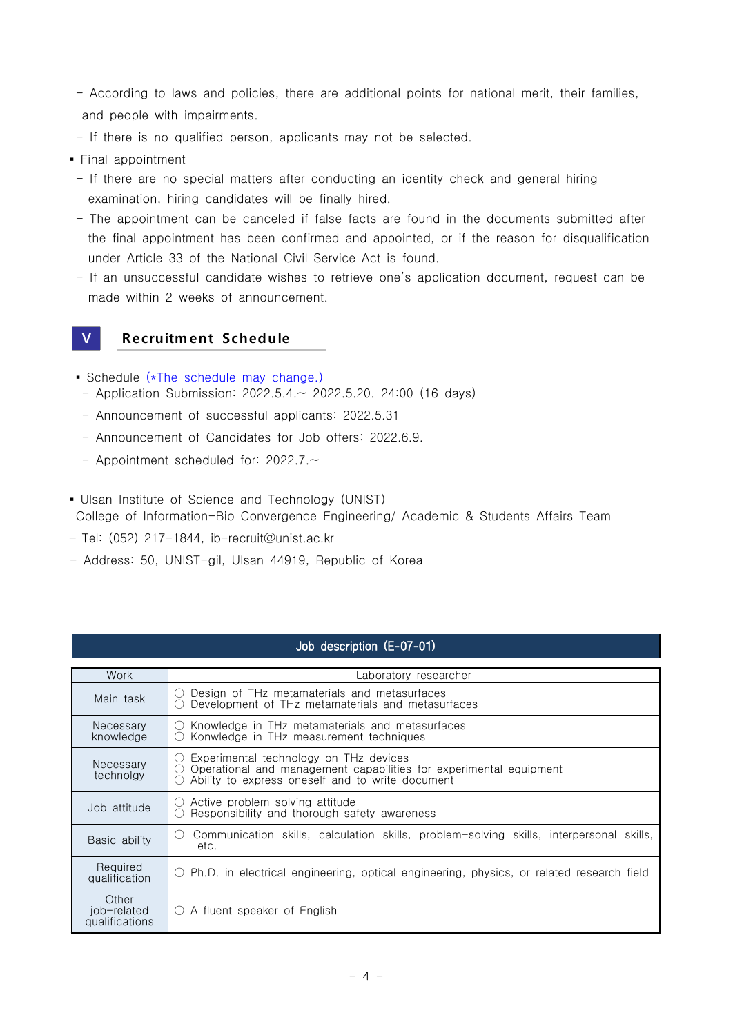- According to laws and policies, there are additional points for national merit, their families, and people with impairments.
- If there is no qualified person, applicants may not be selected.

▪ Final appointment

- If there are no special matters after conducting an identity check and general hiring examination, hiring candidates will be finally hired.
- The appointment can be canceled if false facts are found in the documents submitted after the final appointment has been confirmed and appointed, or if the reason for disqualification under Article 33 of the National Civil Service Act is found.
- If an unsuccessful candidate wishes to retrieve one's application document, request can be made within 2 weeks of announcement.

## V Recruitment Schedule

▪ Schedule (*The schedule may change.)

- Application Submission: 2022.5.4.~ 2022.5.20. 24:00 (16 days)
- Announcement of successful applicants: 2022.5.31
- Announcement of Candidates for Job offers: 2022.6.9.
- Appointment scheduled for: 2022.7.~

▪ Ulsan Institute of Science and Technology (UNIST)
College of Information-Bio Convergence Engineering/ Academic & Students Affairs Team

- Tel: (052) 217-1844, ib-recruit@unist.ac.kr
- Address: 50, UNIST-gil, Ulsan 44919, Republic of Korea

| Job description (E-07-01) | |
|---|---|
| Work | Laboratory researcher |
| Main task | ○ Design of THz metamaterials and metasurfaces<br>○ Development of THz metamaterials and metasurfaces |
| Necessary knowledge | ○ Knowledge in THz metamaterials and metasurfaces<br>○ Konwledge in THz measurement techniques |
| Necessary technolgy | ○ Experimental technology on THz devices<br>○ Operational and management capabilities for experimental equipment<br>○ Ability to express oneself and to write document |
| Job attitude | ○ Active problem solving attitude<br>○ Responsibility and thorough safety awareness |
| Basic ability | ○ Communication skills, calculation skills, problem-solving skills, interpersonal skills, etc. |
| Required qualification | ○ Ph.D. in electrical engineering, optical engineering, physics, or related research field |
| Other job-related qualifications | ○ A fluent speaker of English |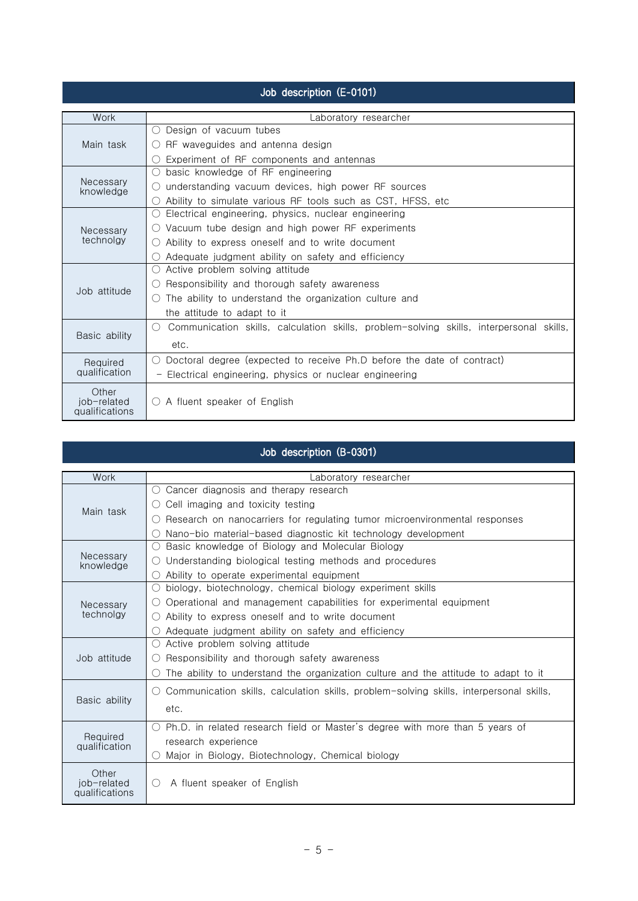## Job description (E-0101)

| Work | Laboratory researcher |
|---|---|
| Main task | ○ Design of vacuum tubes<br>○ RF waveguides and antenna design<br>○ Experiment of RF components and antennas |
| Necessary knowledge | ○ basic knowledge of RF engineering<br>○ understanding vacuum devices, high power RF sources<br>○ Ability to simulate various RF tools such as CST, HFSS, etc |
| Necessary technolgy | ○ Electrical engineering, physics, nuclear engineering<br>○ Vacuum tube design and high power RF experiments<br>○ Ability to express oneself and to write document<br>○ Adequate judgment ability on safety and efficiency |
| Job attitude | ○ Active problem solving attitude<br>○ Responsibility and thorough safety awareness<br>○ The ability to understand the organization culture and the attitude to adapt to it |
| Basic ability | ○ Communication skills, calculation skills, problem-solving skills, interpersonal skills, etc. |
| Required qualification | ○ Doctoral degree (expected to receive Ph.D before the date of contract)<br>- Electrical engineering, physics or nuclear engineering |
| Other job-related qualifications | ○ A fluent speaker of English |

## Job description (B-0301)

| Work | Laboratory researcher |
|---|---|
| Main task | ○ Cancer diagnosis and therapy research<br>○ Cell imaging and toxicity testing<br>○ Research on nanocarriers for regulating tumor microenvironmental responses<br>○ Nano-bio material-based diagnostic kit technology development |
| Necessary knowledge | ○ Basic knowledge of Biology and Molecular Biology<br>○ Understanding biological testing methods and procedures<br>○ Ability to operate experimental equipment |
| Necessary technolgy | ○ biology, biotechnology, chemical biology experiment skills<br>○ Operational and management capabilities for experimental equipment<br>○ Ability to express oneself and to write document<br>○ Adequate judgment ability on safety and efficiency |
| Job attitude | ○ Active problem solving attitude<br>○ Responsibility and thorough safety awareness<br>○ The ability to understand the organization culture and the attitude to adapt to it |
| Basic ability | ○ Communication skills, calculation skills, problem-solving skills, interpersonal skills, etc. |
| Required qualification | ○ Ph.D. in related research field or Master's degree with more than 5 years of research experience<br>○ Major in Biology, Biotechnology, Chemical biology |
| Other job-related qualifications | ○ A fluent speaker of English |